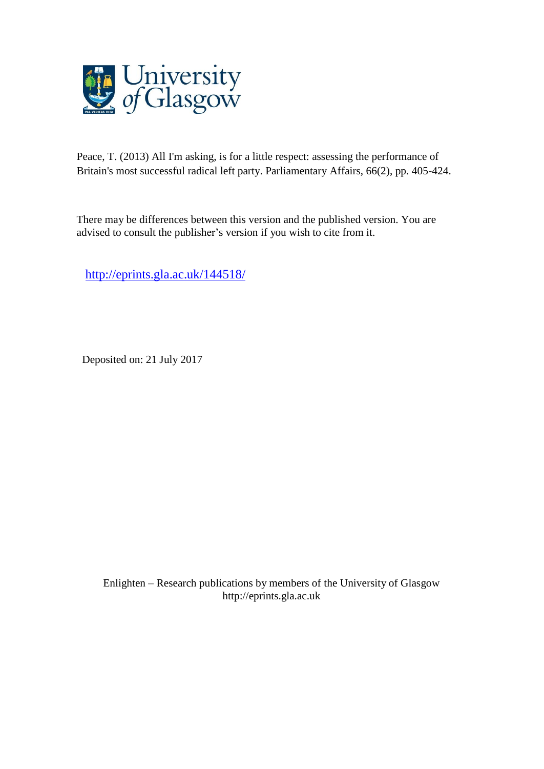Peace, T. (2013) All I'm asking, is for a little respect: assessing the performance of Britain's most successful radical left party. Parliamentary Affairs, 66(2), pp. 405-424.

There may be differences between this version and the published version. You are advised to consult the publisher's version if you wish to cite from it.

http://eprints.gla.ac.uk/144518/

Deposited on: 21 July 2017

Enlighten – Research publications by members of the University of Glasgow
http://eprints.gla.ac.uk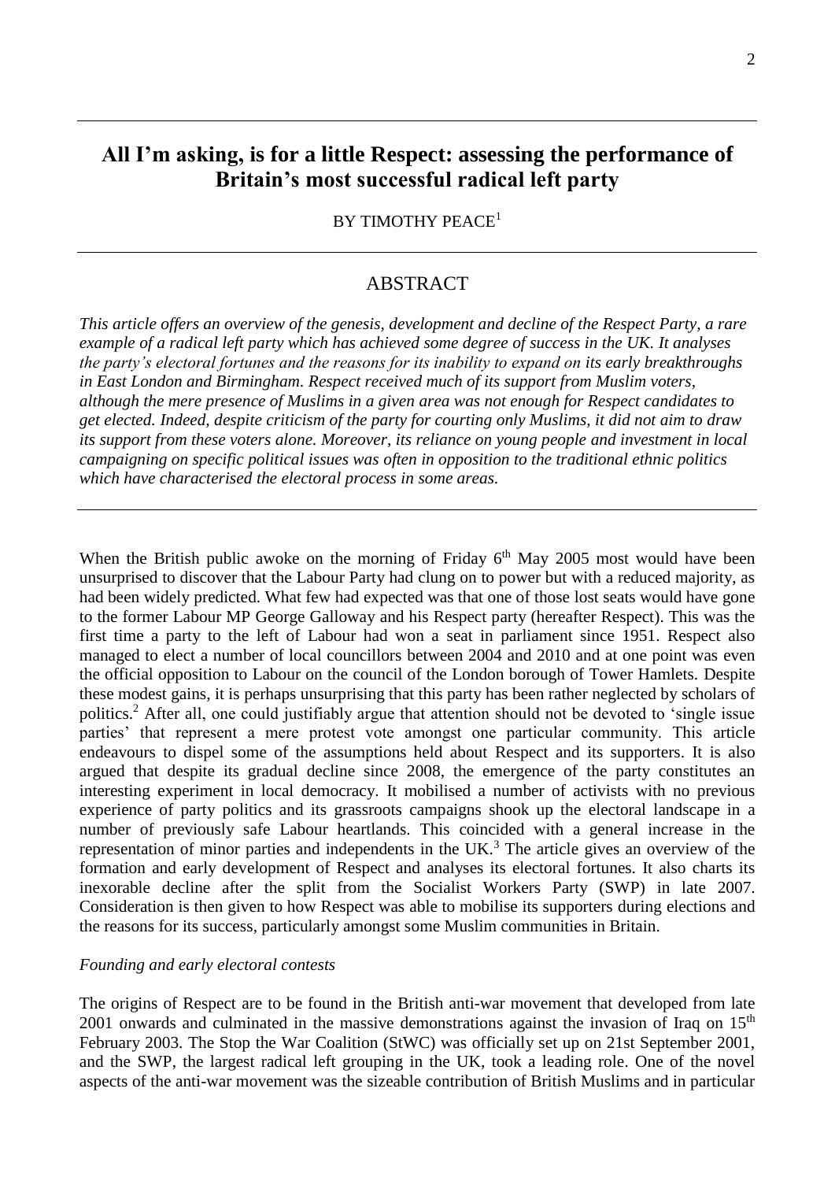# All I'm asking, is for a little Respect: assessing the performance of Britain's most successful radical left party

BY TIMOTHY PEACE[1]

## ABSTRACT

*This article offers an overview of the genesis, development and decline of the Respect Party, a rare example of a radical left party which has achieved some degree of success in the UK. It analyses the party's electoral fortunes and the reasons for its inability to expand on its early breakthroughs in East London and Birmingham. Respect received much of its support from Muslim voters, although the mere presence of Muslims in a given area was not enough for Respect candidates to get elected. Indeed, despite criticism of the party for courting only Muslims, it did not aim to draw its support from these voters alone. Moreover, its reliance on young people and investment in local campaigning on specific political issues was often in opposition to the traditional ethnic politics which have characterised the electoral process in some areas.*

When the British public awoke on the morning of Friday 6th May 2005 most would have been unsurprised to discover that the Labour Party had clung on to power but with a reduced majority, as had been widely predicted. What few had expected was that one of those lost seats would have gone to the former Labour MP George Galloway and his Respect party (hereafter Respect). This was the first time a party to the left of Labour had won a seat in parliament since 1951. Respect also managed to elect a number of local councillors between 2004 and 2010 and at one point was even the official opposition to Labour on the council of the London borough of Tower Hamlets. Despite these modest gains, it is perhaps unsurprising that this party has been rather neglected by scholars of politics.[2] After all, one could justifiably argue that attention should not be devoted to 'single issue parties' that represent a mere protest vote amongst one particular community. This article endeavours to dispel some of the assumptions held about Respect and its supporters. It is also argued that despite its gradual decline since 2008, the emergence of the party constitutes an interesting experiment in local democracy. It mobilised a number of activists with no previous experience of party politics and its grassroots campaigns shook up the electoral landscape in a number of previously safe Labour heartlands. This coincided with a general increase in the representation of minor parties and independents in the UK.[3] The article gives an overview of the formation and early development of Respect and analyses its electoral fortunes. It also charts its inexorable decline after the split from the Socialist Workers Party (SWP) in late 2007. Consideration is then given to how Respect was able to mobilise its supporters during elections and the reasons for its success, particularly amongst some Muslim communities in Britain.

*Founding and early electoral contests*

The origins of Respect are to be found in the British anti-war movement that developed from late 2001 onwards and culminated in the massive demonstrations against the invasion of Iraq on 15th February 2003. The Stop the War Coalition (StWC) was officially set up on 21st September 2001, and the SWP, the largest radical left grouping in the UK, took a leading role. One of the novel aspects of the anti-war movement was the sizeable contribution of British Muslims and in particular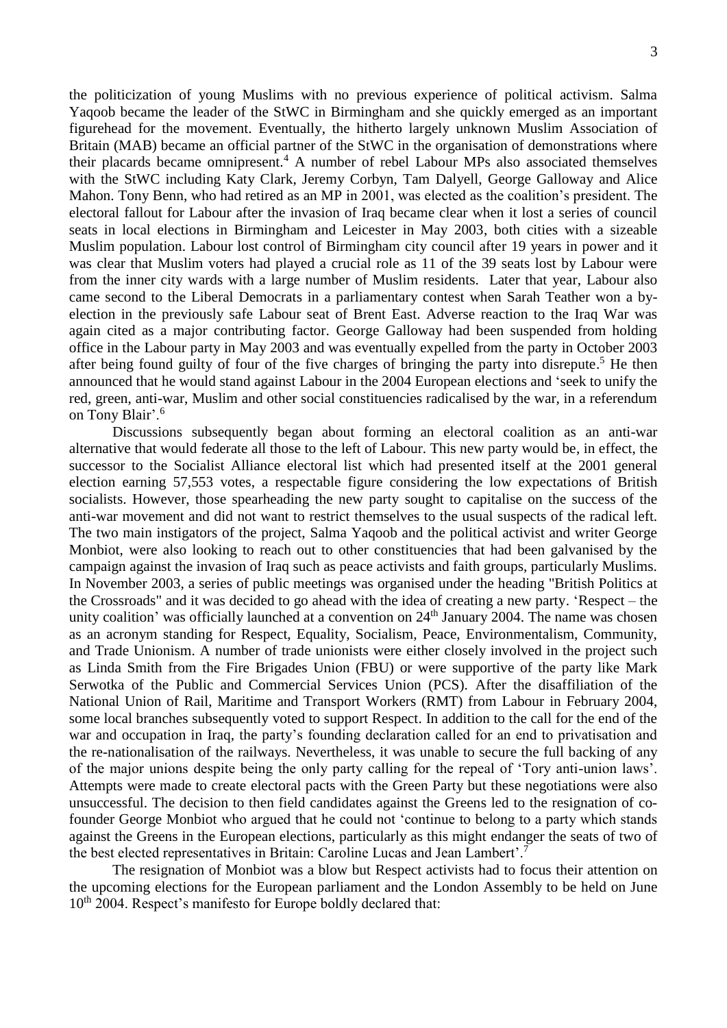the politicization of young Muslims with no previous experience of political activism. Salma Yaqoob became the leader of the StWC in Birmingham and she quickly emerged as an important figurehead for the movement. Eventually, the hitherto largely unknown Muslim Association of Britain (MAB) became an official partner of the StWC in the organisation of demonstrations where their placards became omnipresent.[4] A number of rebel Labour MPs also associated themselves with the StWC including Katy Clark, Jeremy Corbyn, Tam Dalyell, George Galloway and Alice Mahon. Tony Benn, who had retired as an MP in 2001, was elected as the coalition's president. The electoral fallout for Labour after the invasion of Iraq became clear when it lost a series of council seats in local elections in Birmingham and Leicester in May 2003, both cities with a sizeable Muslim population. Labour lost control of Birmingham city council after 19 years in power and it was clear that Muslim voters had played a crucial role as 11 of the 39 seats lost by Labour were from the inner city wards with a large number of Muslim residents. Later that year, Labour also came second to the Liberal Democrats in a parliamentary contest when Sarah Teather won a by-election in the previously safe Labour seat of Brent East. Adverse reaction to the Iraq War was again cited as a major contributing factor. George Galloway had been suspended from holding office in the Labour party in May 2003 and was eventually expelled from the party in October 2003 after being found guilty of four of the five charges of bringing the party into disrepute.[5] He then announced that he would stand against Labour in the 2004 European elections and 'seek to unify the red, green, anti-war, Muslim and other social constituencies radicalised by the war, in a referendum on Tony Blair'.[6]

Discussions subsequently began about forming an electoral coalition as an anti-war alternative that would federate all those to the left of Labour. This new party would be, in effect, the successor to the Socialist Alliance electoral list which had presented itself at the 2001 general election earning 57,553 votes, a respectable figure considering the low expectations of British socialists. However, those spearheading the new party sought to capitalise on the success of the anti-war movement and did not want to restrict themselves to the usual suspects of the radical left. The two main instigators of the project, Salma Yaqoob and the political activist and writer George Monbiot, were also looking to reach out to other constituencies that had been galvanised by the campaign against the invasion of Iraq such as peace activists and faith groups, particularly Muslims. In November 2003, a series of public meetings was organised under the heading "British Politics at the Crossroads" and it was decided to go ahead with the idea of creating a new party. 'Respect – the unity coalition' was officially launched at a convention on 24th January 2004. The name was chosen as an acronym standing for Respect, Equality, Socialism, Peace, Environmentalism, Community, and Trade Unionism. A number of trade unionists were either closely involved in the project such as Linda Smith from the Fire Brigades Union (FBU) or were supportive of the party like Mark Serwotka of the Public and Commercial Services Union (PCS). After the disaffiliation of the National Union of Rail, Maritime and Transport Workers (RMT) from Labour in February 2004, some local branches subsequently voted to support Respect. In addition to the call for the end of the war and occupation in Iraq, the party's founding declaration called for an end to privatisation and the re-nationalisation of the railways. Nevertheless, it was unable to secure the full backing of any of the major unions despite being the only party calling for the repeal of 'Tory anti-union laws'. Attempts were made to create electoral pacts with the Green Party but these negotiations were also unsuccessful. The decision to then field candidates against the Greens led to the resignation of co-founder George Monbiot who argued that he could not 'continue to belong to a party which stands against the Greens in the European elections, particularly as this might endanger the seats of two of the best elected representatives in Britain: Caroline Lucas and Jean Lambert'.[7]

The resignation of Monbiot was a blow but Respect activists had to focus their attention on the upcoming elections for the European parliament and the London Assembly to be held on June 10th 2004. Respect's manifesto for Europe boldly declared that: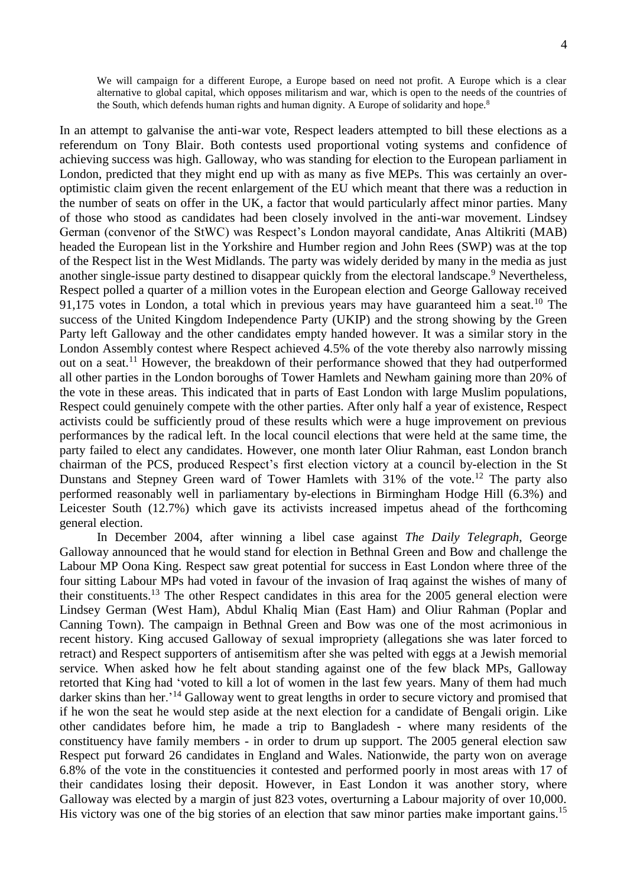> We will campaign for a different Europe, a Europe based on need not profit. A Europe which is a clear alternative to global capital, which opposes militarism and war, which is open to the needs of the countries of the South, which defends human rights and human dignity. A Europe of solidarity and hope.[8]

In an attempt to galvanise the anti-war vote, Respect leaders attempted to bill these elections as a referendum on Tony Blair. Both contests used proportional voting systems and confidence of achieving success was high. Galloway, who was standing for election to the European parliament in London, predicted that they might end up with as many as five MEPs. This was certainly an over-optimistic claim given the recent enlargement of the EU which meant that there was a reduction in the number of seats on offer in the UK, a factor that would particularly affect minor parties. Many of those who stood as candidates had been closely involved in the anti-war movement. Lindsey German (convenor of the StWC) was Respect's London mayoral candidate, Anas Altikriti (MAB) headed the European list in the Yorkshire and Humber region and John Rees (SWP) was at the top of the Respect list in the West Midlands. The party was widely derided by many in the media as just another single-issue party destined to disappear quickly from the electoral landscape.[9] Nevertheless, Respect polled a quarter of a million votes in the European election and George Galloway received 91,175 votes in London, a total which in previous years may have guaranteed him a seat.[10] The success of the United Kingdom Independence Party (UKIP) and the strong showing by the Green Party left Galloway and the other candidates empty handed however. It was a similar story in the London Assembly contest where Respect achieved 4.5% of the vote thereby also narrowly missing out on a seat.[11] However, the breakdown of their performance showed that they had outperformed all other parties in the London boroughs of Tower Hamlets and Newham gaining more than 20% of the vote in these areas. This indicated that in parts of East London with large Muslim populations, Respect could genuinely compete with the other parties. After only half a year of existence, Respect activists could be sufficiently proud of these results which were a huge improvement on previous performances by the radical left. In the local council elections that were held at the same time, the party failed to elect any candidates. However, one month later Oliur Rahman, east London branch chairman of the PCS, produced Respect's first election victory at a council by-election in the St Dunstans and Stepney Green ward of Tower Hamlets with 31% of the vote.[12] The party also performed reasonably well in parliamentary by-elections in Birmingham Hodge Hill (6.3%) and Leicester South (12.7%) which gave its activists increased impetus ahead of the forthcoming general election.

In December 2004, after winning a libel case against *The Daily Telegraph*, George Galloway announced that he would stand for election in Bethnal Green and Bow and challenge the Labour MP Oona King. Respect saw great potential for success in East London where three of the four sitting Labour MPs had voted in favour of the invasion of Iraq against the wishes of many of their constituents.[13] The other Respect candidates in this area for the 2005 general election were Lindsey German (West Ham), Abdul Khaliq Mian (East Ham) and Oliur Rahman (Poplar and Canning Town). The campaign in Bethnal Green and Bow was one of the most acrimonious in recent history. King accused Galloway of sexual impropriety (allegations she was later forced to retract) and Respect supporters of antisemitism after she was pelted with eggs at a Jewish memorial service. When asked how he felt about standing against one of the few black MPs, Galloway retorted that King had 'voted to kill a lot of women in the last few years. Many of them had much darker skins than her.'[14] Galloway went to great lengths in order to secure victory and promised that if he won the seat he would step aside at the next election for a candidate of Bengali origin. Like other candidates before him, he made a trip to Bangladesh - where many residents of the constituency have family members - in order to drum up support. The 2005 general election saw Respect put forward 26 candidates in England and Wales. Nationwide, the party won on average 6.8% of the vote in the constituencies it contested and performed poorly in most areas with 17 of their candidates losing their deposit. However, in East London it was another story, where Galloway was elected by a margin of just 823 votes, overturning a Labour majority of over 10,000. His victory was one of the big stories of an election that saw minor parties make important gains.[15]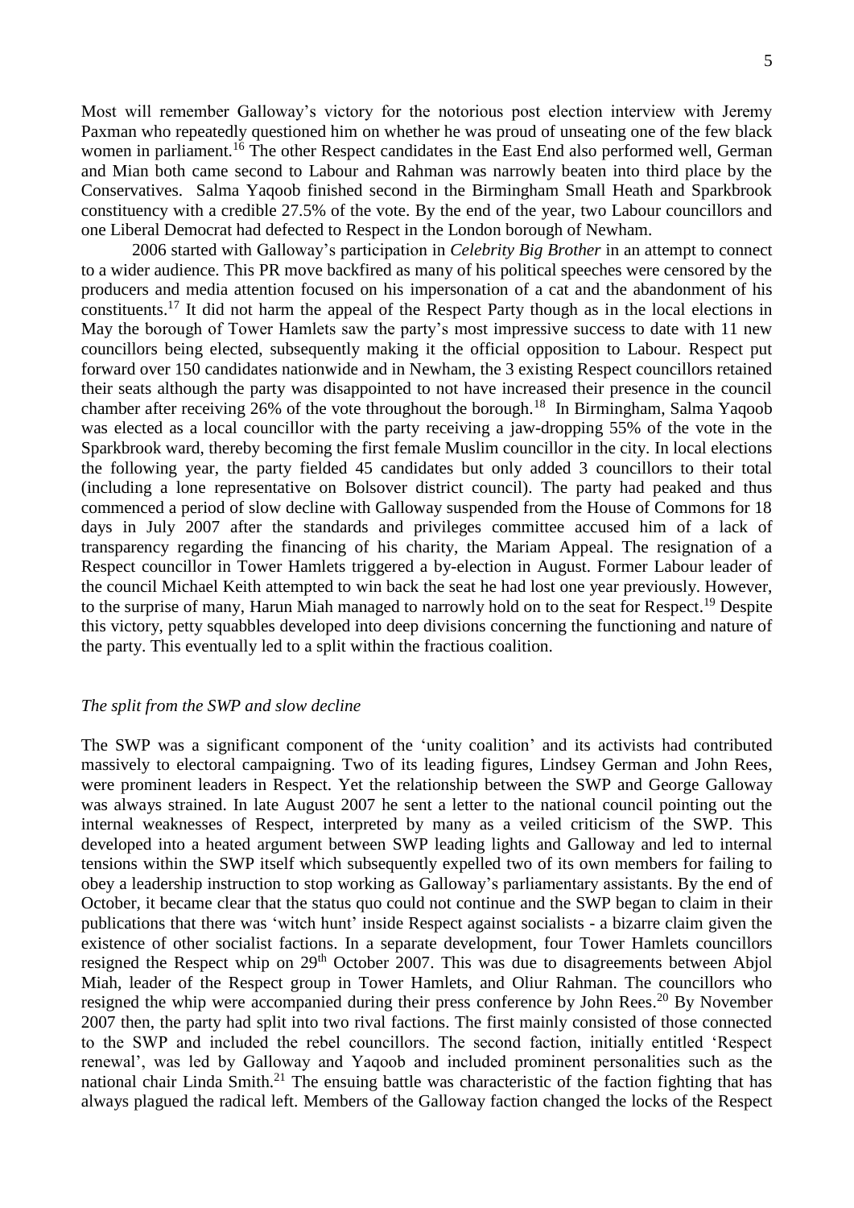Most will remember Galloway's victory for the notorious post election interview with Jeremy Paxman who repeatedly questioned him on whether he was proud of unseating one of the few black women in parliament.[16] The other Respect candidates in the East End also performed well, German and Mian both came second to Labour and Rahman was narrowly beaten into third place by the Conservatives. Salma Yaqoob finished second in the Birmingham Small Heath and Sparkbrook constituency with a credible 27.5% of the vote. By the end of the year, two Labour councillors and one Liberal Democrat had defected to Respect in the London borough of Newham.

2006 started with Galloway's participation in *Celebrity Big Brother* in an attempt to connect to a wider audience. This PR move backfired as many of his political speeches were censored by the producers and media attention focused on his impersonation of a cat and the abandonment of his constituents.[17] It did not harm the appeal of the Respect Party though as in the local elections in May the borough of Tower Hamlets saw the party's most impressive success to date with 11 new councillors being elected, subsequently making it the official opposition to Labour. Respect put forward over 150 candidates nationwide and in Newham, the 3 existing Respect councillors retained their seats although the party was disappointed to not have increased their presence in the council chamber after receiving 26% of the vote throughout the borough.[18] In Birmingham, Salma Yaqoob was elected as a local councillor with the party receiving a jaw-dropping 55% of the vote in the Sparkbrook ward, thereby becoming the first female Muslim councillor in the city. In local elections the following year, the party fielded 45 candidates but only added 3 councillors to their total (including a lone representative on Bolsover district council). The party had peaked and thus commenced a period of slow decline with Galloway suspended from the House of Commons for 18 days in July 2007 after the standards and privileges committee accused him of a lack of transparency regarding the financing of his charity, the Mariam Appeal. The resignation of a Respect councillor in Tower Hamlets triggered a by-election in August. Former Labour leader of the council Michael Keith attempted to win back the seat he had lost one year previously. However, to the surprise of many, Harun Miah managed to narrowly hold on to the seat for Respect.[19] Despite this victory, petty squabbles developed into deep divisions concerning the functioning and nature of the party. This eventually led to a split within the fractious coalition.

### *The split from the SWP and slow decline*

The SWP was a significant component of the 'unity coalition' and its activists had contributed massively to electoral campaigning. Two of its leading figures, Lindsey German and John Rees, were prominent leaders in Respect. Yet the relationship between the SWP and George Galloway was always strained. In late August 2007 he sent a letter to the national council pointing out the internal weaknesses of Respect, interpreted by many as a veiled criticism of the SWP. This developed into a heated argument between SWP leading lights and Galloway and led to internal tensions within the SWP itself which subsequently expelled two of its own members for failing to obey a leadership instruction to stop working as Galloway's parliamentary assistants. By the end of October, it became clear that the status quo could not continue and the SWP began to claim in their publications that there was 'witch hunt' inside Respect against socialists - a bizarre claim given the existence of other socialist factions. In a separate development, four Tower Hamlets councillors resigned the Respect whip on 29th October 2007. This was due to disagreements between Abjol Miah, leader of the Respect group in Tower Hamlets, and Oliur Rahman. The councillors who resigned the whip were accompanied during their press conference by John Rees.[20] By November 2007 then, the party had split into two rival factions. The first mainly consisted of those connected to the SWP and included the rebel councillors. The second faction, initially entitled 'Respect renewal', was led by Galloway and Yaqoob and included prominent personalities such as the national chair Linda Smith.[21] The ensuing battle was characteristic of the faction fighting that has always plagued the radical left. Members of the Galloway faction changed the locks of the Respect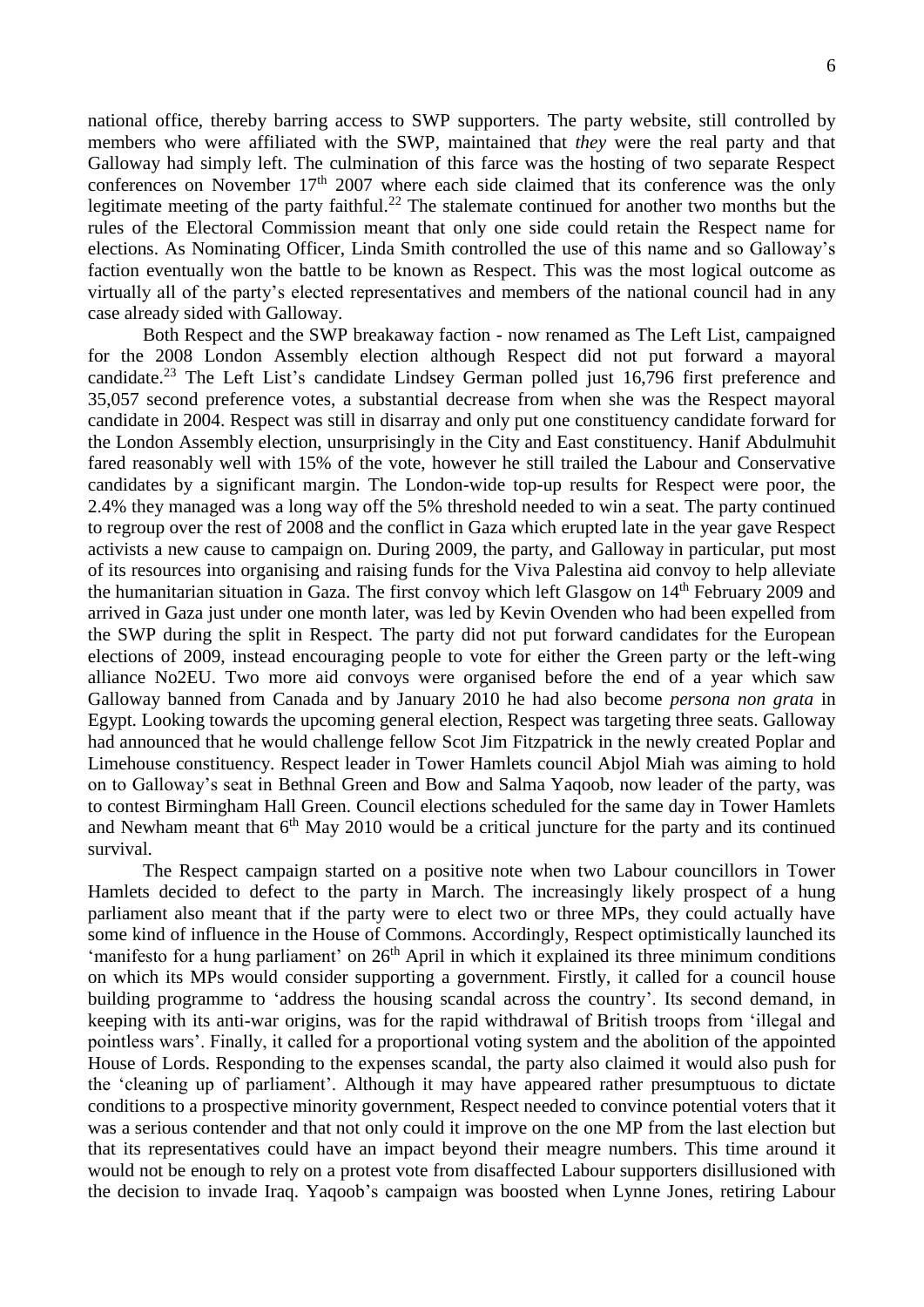national office, thereby barring access to SWP supporters. The party website, still controlled by members who were affiliated with the SWP, maintained that *they* were the real party and that Galloway had simply left. The culmination of this farce was the hosting of two separate Respect conferences on November 17th 2007 where each side claimed that its conference was the only legitimate meeting of the party faithful.[22] The stalemate continued for another two months but the rules of the Electoral Commission meant that only one side could retain the Respect name for elections. As Nominating Officer, Linda Smith controlled the use of this name and so Galloway's faction eventually won the battle to be known as Respect. This was the most logical outcome as virtually all of the party's elected representatives and members of the national council had in any case already sided with Galloway.

Both Respect and the SWP breakaway faction - now renamed as The Left List, campaigned for the 2008 London Assembly election although Respect did not put forward a mayoral candidate.[23] The Left List's candidate Lindsey German polled just 16,796 first preference and 35,057 second preference votes, a substantial decrease from when she was the Respect mayoral candidate in 2004. Respect was still in disarray and only put one constituency candidate forward for the London Assembly election, unsurprisingly in the City and East constituency. Hanif Abdulmuhit fared reasonably well with 15% of the vote, however he still trailed the Labour and Conservative candidates by a significant margin. The London-wide top-up results for Respect were poor, the 2.4% they managed was a long way off the 5% threshold needed to win a seat. The party continued to regroup over the rest of 2008 and the conflict in Gaza which erupted late in the year gave Respect activists a new cause to campaign on. During 2009, the party, and Galloway in particular, put most of its resources into organising and raising funds for the Viva Palestina aid convoy to help alleviate the humanitarian situation in Gaza. The first convoy which left Glasgow on 14th February 2009 and arrived in Gaza just under one month later, was led by Kevin Ovenden who had been expelled from the SWP during the split in Respect. The party did not put forward candidates for the European elections of 2009, instead encouraging people to vote for either the Green party or the left-wing alliance No2EU. Two more aid convoys were organised before the end of a year which saw Galloway banned from Canada and by January 2010 he had also become *persona non grata* in Egypt. Looking towards the upcoming general election, Respect was targeting three seats. Galloway had announced that he would challenge fellow Scot Jim Fitzpatrick in the newly created Poplar and Limehouse constituency. Respect leader in Tower Hamlets council Abjol Miah was aiming to hold on to Galloway's seat in Bethnal Green and Bow and Salma Yaqoob, now leader of the party, was to contest Birmingham Hall Green. Council elections scheduled for the same day in Tower Hamlets and Newham meant that 6th May 2010 would be a critical juncture for the party and its continued survival.

The Respect campaign started on a positive note when two Labour councillors in Tower Hamlets decided to defect to the party in March. The increasingly likely prospect of a hung parliament also meant that if the party were to elect two or three MPs, they could actually have some kind of influence in the House of Commons. Accordingly, Respect optimistically launched its 'manifesto for a hung parliament' on 26th April in which it explained its three minimum conditions on which its MPs would consider supporting a government. Firstly, it called for a council house building programme to 'address the housing scandal across the country'. Its second demand, in keeping with its anti-war origins, was for the rapid withdrawal of British troops from 'illegal and pointless wars'. Finally, it called for a proportional voting system and the abolition of the appointed House of Lords. Responding to the expenses scandal, the party also claimed it would also push for the 'cleaning up of parliament'. Although it may have appeared rather presumptuous to dictate conditions to a prospective minority government, Respect needed to convince potential voters that it was a serious contender and that not only could it improve on the one MP from the last election but that its representatives could have an impact beyond their meagre numbers. This time around it would not be enough to rely on a protest vote from disaffected Labour supporters disillusioned with the decision to invade Iraq. Yaqoob's campaign was boosted when Lynne Jones, retiring Labour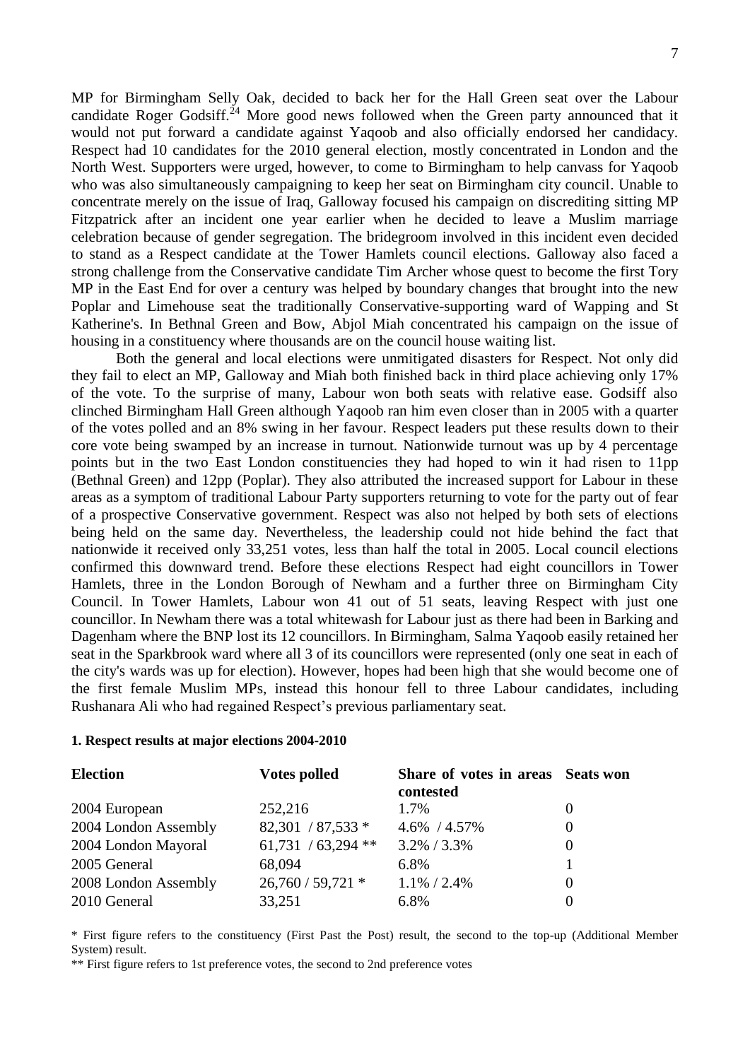MP for Birmingham Selly Oak, decided to back her for the Hall Green seat over the Labour candidate Roger Godsiff.[24] More good news followed when the Green party announced that it would not put forward a candidate against Yaqoob and also officially endorsed her candidacy. Respect had 10 candidates for the 2010 general election, mostly concentrated in London and the North West. Supporters were urged, however, to come to Birmingham to help canvass for Yaqoob who was also simultaneously campaigning to keep her seat on Birmingham city council. Unable to concentrate merely on the issue of Iraq, Galloway focused his campaign on discrediting sitting MP Fitzpatrick after an incident one year earlier when he decided to leave a Muslim marriage celebration because of gender segregation. The bridegroom involved in this incident even decided to stand as a Respect candidate at the Tower Hamlets council elections. Galloway also faced a strong challenge from the Conservative candidate Tim Archer whose quest to become the first Tory MP in the East End for over a century was helped by boundary changes that brought into the new Poplar and Limehouse seat the traditionally Conservative-supporting ward of Wapping and St Katherine's. In Bethnal Green and Bow, Abjol Miah concentrated his campaign on the issue of housing in a constituency where thousands are on the council house waiting list.

Both the general and local elections were unmitigated disasters for Respect. Not only did they fail to elect an MP, Galloway and Miah both finished back in third place achieving only 17% of the vote. To the surprise of many, Labour won both seats with relative ease. Godsiff also clinched Birmingham Hall Green although Yaqoob ran him even closer than in 2005 with a quarter of the votes polled and an 8% swing in her favour. Respect leaders put these results down to their core vote being swamped by an increase in turnout. Nationwide turnout was up by 4 percentage points but in the two East London constituencies they had hoped to win it had risen to 11pp (Bethnal Green) and 12pp (Poplar). They also attributed the increased support for Labour in these areas as a symptom of traditional Labour Party supporters returning to vote for the party out of fear of a prospective Conservative government. Respect was also not helped by both sets of elections being held on the same day. Nevertheless, the leadership could not hide behind the fact that nationwide it received only 33,251 votes, less than half the total in 2005. Local council elections confirmed this downward trend. Before these elections Respect had eight councillors in Tower Hamlets, three in the London Borough of Newham and a further three on Birmingham City Council. In Tower Hamlets, Labour won 41 out of 51 seats, leaving Respect with just one councillor. In Newham there was a total whitewash for Labour just as there had been in Barking and Dagenham where the BNP lost its 12 councillors. In Birmingham, Salma Yaqoob easily retained her seat in the Sparkbrook ward where all 3 of its councillors were represented (only one seat in each of the city's wards was up for election). However, hopes had been high that she would become one of the first female Muslim MPs, instead this honour fell to three Labour candidates, including Rushanara Ali who had regained Respect's previous parliamentary seat.

**1. Respect results at major elections 2004-2010**

| Election | Votes polled | Share of votes in areas contested | Seats won |
|---|---|---|---|
| 2004 European | 252,216 | 1.7% | 0 |
| 2004 London Assembly | 82,301 / 87,533 * | 4.6% / 4.57% | 0 |
| 2004 London Mayoral | 61,731 / 63,294 ** | 3.2% / 3.3% | 0 |
| 2005 General | 68,094 | 6.8% | 1 |
| 2008 London Assembly | 26,760 / 59,721 * | 1.1% / 2.4% | 0 |
| 2010 General | 33,251 | 6.8% | 0 |

* First figure refers to the constituency (First Past the Post) result, the second to the top-up (Additional Member System) result.

** First figure refers to 1st preference votes, the second to 2nd preference votes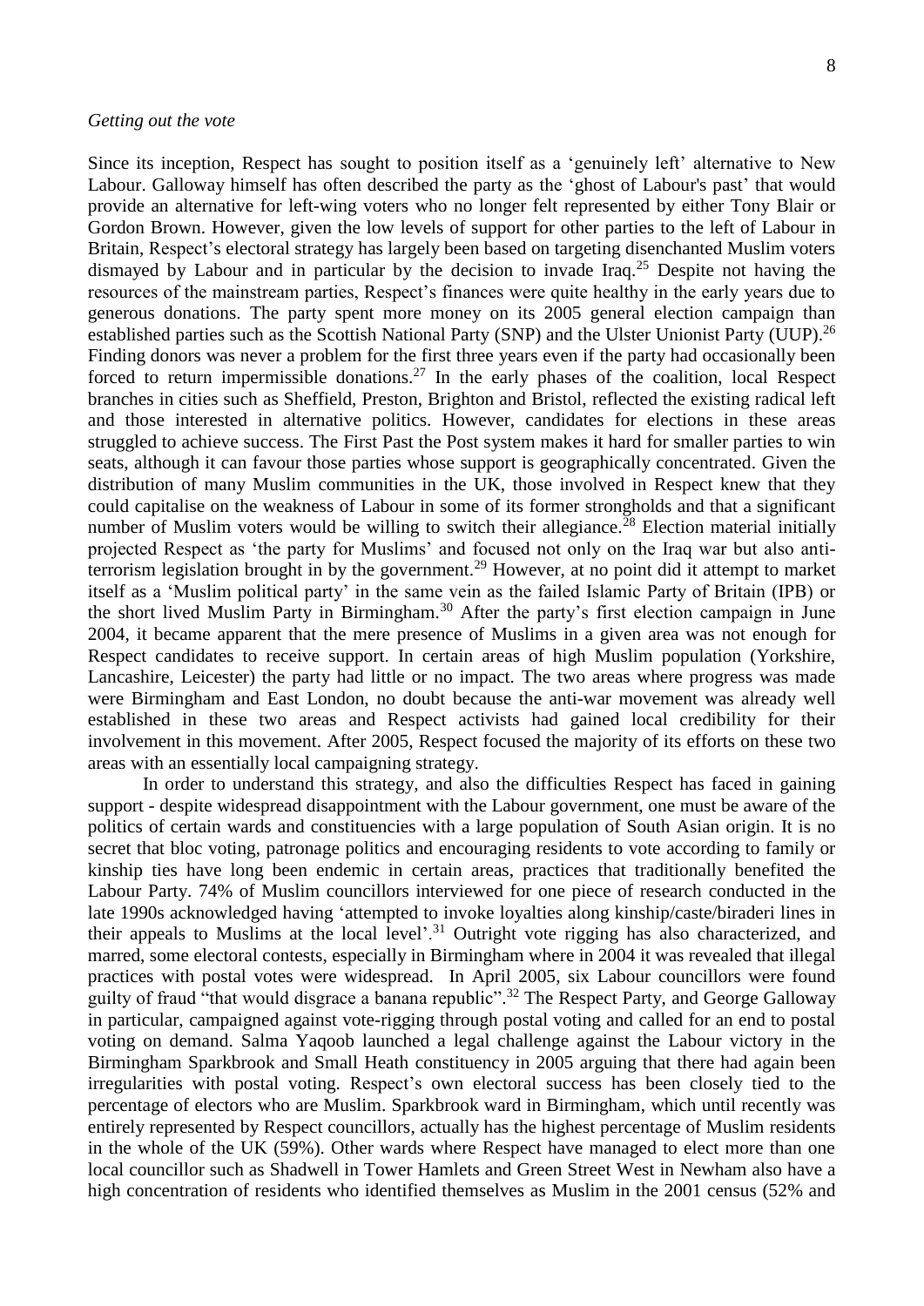*Getting out the vote*

Since its inception, Respect has sought to position itself as a 'genuinely left' alternative to New Labour. Galloway himself has often described the party as the 'ghost of Labour's past' that would provide an alternative for left-wing voters who no longer felt represented by either Tony Blair or Gordon Brown. However, given the low levels of support for other parties to the left of Labour in Britain, Respect's electoral strategy has largely been based on targeting disenchanted Muslim voters dismayed by Labour and in particular by the decision to invade Iraq.[25] Despite not having the resources of the mainstream parties, Respect's finances were quite healthy in the early years due to generous donations. The party spent more money on its 2005 general election campaign than established parties such as the Scottish National Party (SNP) and the Ulster Unionist Party (UUP).[26] Finding donors was never a problem for the first three years even if the party had occasionally been forced to return impermissible donations.[27] In the early phases of the coalition, local Respect branches in cities such as Sheffield, Preston, Brighton and Bristol, reflected the existing radical left and those interested in alternative politics. However, candidates for elections in these areas struggled to achieve success. The First Past the Post system makes it hard for smaller parties to win seats, although it can favour those parties whose support is geographically concentrated. Given the distribution of many Muslim communities in the UK, those involved in Respect knew that they could capitalise on the weakness of Labour in some of its former strongholds and that a significant number of Muslim voters would be willing to switch their allegiance.[28] Election material initially projected Respect as 'the party for Muslims' and focused not only on the Iraq war but also anti-terrorism legislation brought in by the government.[29] However, at no point did it attempt to market itself as a 'Muslim political party' in the same vein as the failed Islamic Party of Britain (IPB) or the short lived Muslim Party in Birmingham.[30] After the party's first election campaign in June 2004, it became apparent that the mere presence of Muslims in a given area was not enough for Respect candidates to receive support. In certain areas of high Muslim population (Yorkshire, Lancashire, Leicester) the party had little or no impact. The two areas where progress was made were Birmingham and East London, no doubt because the anti-war movement was already well established in these two areas and Respect activists had gained local credibility for their involvement in this movement. After 2005, Respect focused the majority of its efforts on these two areas with an essentially local campaigning strategy.

In order to understand this strategy, and also the difficulties Respect has faced in gaining support - despite widespread disappointment with the Labour government, one must be aware of the politics of certain wards and constituencies with a large population of South Asian origin. It is no secret that bloc voting, patronage politics and encouraging residents to vote according to family or kinship ties have long been endemic in certain areas, practices that traditionally benefited the Labour Party. 74% of Muslim councillors interviewed for one piece of research conducted in the late 1990s acknowledged having 'attempted to invoke loyalties along kinship/caste/biraderi lines in their appeals to Muslims at the local level'.[31] Outright vote rigging has also characterized, and marred, some electoral contests, especially in Birmingham where in 2004 it was revealed that illegal practices with postal votes were widespread. In April 2005, six Labour councillors were found guilty of fraud "that would disgrace a banana republic".[32] The Respect Party, and George Galloway in particular, campaigned against vote-rigging through postal voting and called for an end to postal voting on demand. Salma Yaqoob launched a legal challenge against the Labour victory in the Birmingham Sparkbrook and Small Heath constituency in 2005 arguing that there had again been irregularities with postal voting. Respect's own electoral success has been closely tied to the percentage of electors who are Muslim. Sparkbrook ward in Birmingham, which until recently was entirely represented by Respect councillors, actually has the highest percentage of Muslim residents in the whole of the UK (59%). Other wards where Respect have managed to elect more than one local councillor such as Shadwell in Tower Hamlets and Green Street West in Newham also have a high concentration of residents who identified themselves as Muslim in the 2001 census (52% and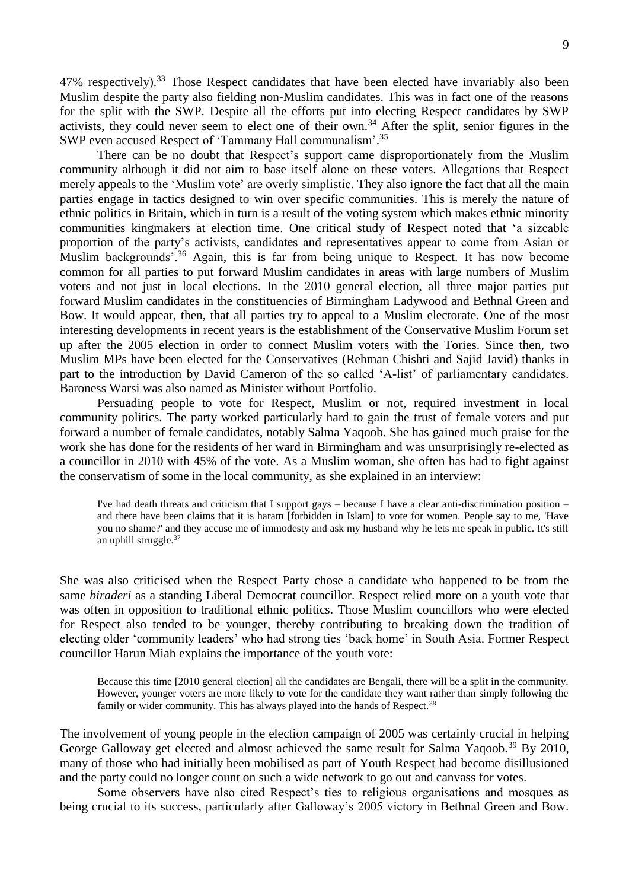47% respectively).[33] Those Respect candidates that have been elected have invariably also been Muslim despite the party also fielding non-Muslim candidates. This was in fact one of the reasons for the split with the SWP. Despite all the efforts put into electing Respect candidates by SWP activists, they could never seem to elect one of their own.[34] After the split, senior figures in the SWP even accused Respect of 'Tammany Hall communalism'.[35]

There can be no doubt that Respect's support came disproportionately from the Muslim community although it did not aim to base itself alone on these voters. Allegations that Respect merely appeals to the 'Muslim vote' are overly simplistic. They also ignore the fact that all the main parties engage in tactics designed to win over specific communities. This is merely the nature of ethnic politics in Britain, which in turn is a result of the voting system which makes ethnic minority communities kingmakers at election time. One critical study of Respect noted that 'a sizeable proportion of the party's activists, candidates and representatives appear to come from Asian or Muslim backgrounds'.[36] Again, this is far from being unique to Respect. It has now become common for all parties to put forward Muslim candidates in areas with large numbers of Muslim voters and not just in local elections. In the 2010 general election, all three major parties put forward Muslim candidates in the constituencies of Birmingham Ladywood and Bethnal Green and Bow. It would appear, then, that all parties try to appeal to a Muslim electorate. One of the most interesting developments in recent years is the establishment of the Conservative Muslim Forum set up after the 2005 election in order to connect Muslim voters with the Tories. Since then, two Muslim MPs have been elected for the Conservatives (Rehman Chishti and Sajid Javid) thanks in part to the introduction by David Cameron of the so called 'A-list' of parliamentary candidates. Baroness Warsi was also named as Minister without Portfolio.

Persuading people to vote for Respect, Muslim or not, required investment in local community politics. The party worked particularly hard to gain the trust of female voters and put forward a number of female candidates, notably Salma Yaqoob. She has gained much praise for the work she has done for the residents of her ward in Birmingham and was unsurprisingly re-elected as a councillor in 2010 with 45% of the vote. As a Muslim woman, she often has had to fight against the conservatism of some in the local community, as she explained in an interview:

> I've had death threats and criticism that I support gays – because I have a clear anti-discrimination position – and there have been claims that it is haram [forbidden in Islam] to vote for women. People say to me, 'Have you no shame?' and they accuse me of immodesty and ask my husband why he lets me speak in public. It's still an uphill struggle.[37]

She was also criticised when the Respect Party chose a candidate who happened to be from the same *biraderi* as a standing Liberal Democrat councillor. Respect relied more on a youth vote that was often in opposition to traditional ethnic politics. Those Muslim councillors who were elected for Respect also tended to be younger, thereby contributing to breaking down the tradition of electing older 'community leaders' who had strong ties 'back home' in South Asia. Former Respect councillor Harun Miah explains the importance of the youth vote:

> Because this time [2010 general election] all the candidates are Bengali, there will be a split in the community. However, younger voters are more likely to vote for the candidate they want rather than simply following the family or wider community. This has always played into the hands of Respect.[38]

The involvement of young people in the election campaign of 2005 was certainly crucial in helping George Galloway get elected and almost achieved the same result for Salma Yaqoob.[39] By 2010, many of those who had initially been mobilised as part of Youth Respect had become disillusioned and the party could no longer count on such a wide network to go out and canvass for votes.

Some observers have also cited Respect's ties to religious organisations and mosques as being crucial to its success, particularly after Galloway's 2005 victory in Bethnal Green and Bow.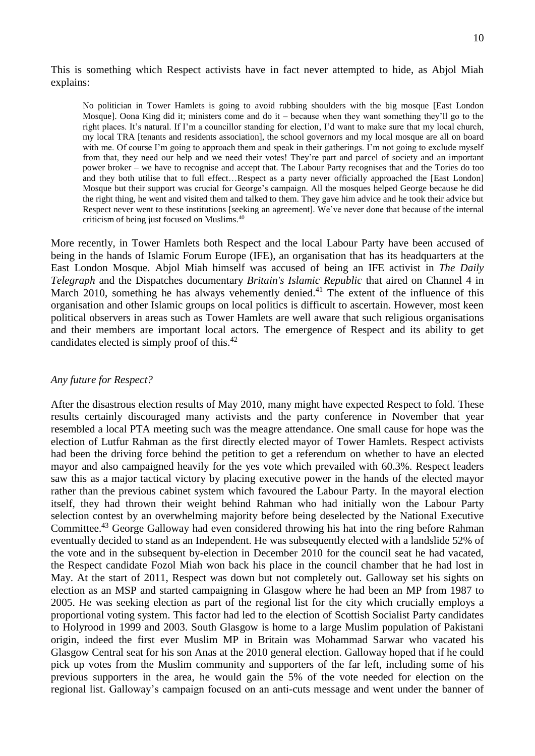This is something which Respect activists have in fact never attempted to hide, as Abjol Miah explains:

> No politician in Tower Hamlets is going to avoid rubbing shoulders with the big mosque [East London Mosque]. Oona King did it; ministers come and do it – because when they want something they'll go to the right places. It's natural. If I'm a councillor standing for election, I'd want to make sure that my local church, my local TRA [tenants and residents association], the school governors and my local mosque are all on board with me. Of course I'm going to approach them and speak in their gatherings. I'm not going to exclude myself from that, they need our help and we need their votes! They're part and parcel of society and an important power broker – we have to recognise and accept that. The Labour Party recognises that and the Tories do too and they both utilise that to full effect…Respect as a party never officially approached the [East London] Mosque but their support was crucial for George's campaign. All the mosques helped George because he did the right thing, he went and visited them and talked to them. They gave him advice and he took their advice but Respect never went to these institutions [seeking an agreement]. We've never done that because of the internal criticism of being just focused on Muslims.[40]

More recently, in Tower Hamlets both Respect and the local Labour Party have been accused of being in the hands of Islamic Forum Europe (IFE), an organisation that has its headquarters at the East London Mosque. Abjol Miah himself was accused of being an IFE activist in *The Daily Telegraph* and the Dispatches documentary *Britain's Islamic Republic* that aired on Channel 4 in March 2010, something he has always vehemently denied.[41] The extent of the influence of this organisation and other Islamic groups on local politics is difficult to ascertain. However, most keen political observers in areas such as Tower Hamlets are well aware that such religious organisations and their members are important local actors. The emergence of Respect and its ability to get candidates elected is simply proof of this.[42]

*Any future for Respect?*

After the disastrous election results of May 2010, many might have expected Respect to fold. These results certainly discouraged many activists and the party conference in November that year resembled a local PTA meeting such was the meagre attendance. One small cause for hope was the election of Lutfur Rahman as the first directly elected mayor of Tower Hamlets. Respect activists had been the driving force behind the petition to get a referendum on whether to have an elected mayor and also campaigned heavily for the yes vote which prevailed with 60.3%. Respect leaders saw this as a major tactical victory by placing executive power in the hands of the elected mayor rather than the previous cabinet system which favoured the Labour Party. In the mayoral election itself, they had thrown their weight behind Rahman who had initially won the Labour Party selection contest by an overwhelming majority before being deselected by the National Executive Committee.[43] George Galloway had even considered throwing his hat into the ring before Rahman eventually decided to stand as an Independent. He was subsequently elected with a landslide 52% of the vote and in the subsequent by-election in December 2010 for the council seat he had vacated, the Respect candidate Fozol Miah won back his place in the council chamber that he had lost in May. At the start of 2011, Respect was down but not completely out. Galloway set his sights on election as an MSP and started campaigning in Glasgow where he had been an MP from 1987 to 2005. He was seeking election as part of the regional list for the city which crucially employs a proportional voting system. This factor had led to the election of Scottish Socialist Party candidates to Holyrood in 1999 and 2003. South Glasgow is home to a large Muslim population of Pakistani origin, indeed the first ever Muslim MP in Britain was Mohammad Sarwar who vacated his Glasgow Central seat for his son Anas at the 2010 general election. Galloway hoped that if he could pick up votes from the Muslim community and supporters of the far left, including some of his previous supporters in the area, he would gain the 5% of the vote needed for election on the regional list. Galloway's campaign focused on an anti-cuts message and went under the banner of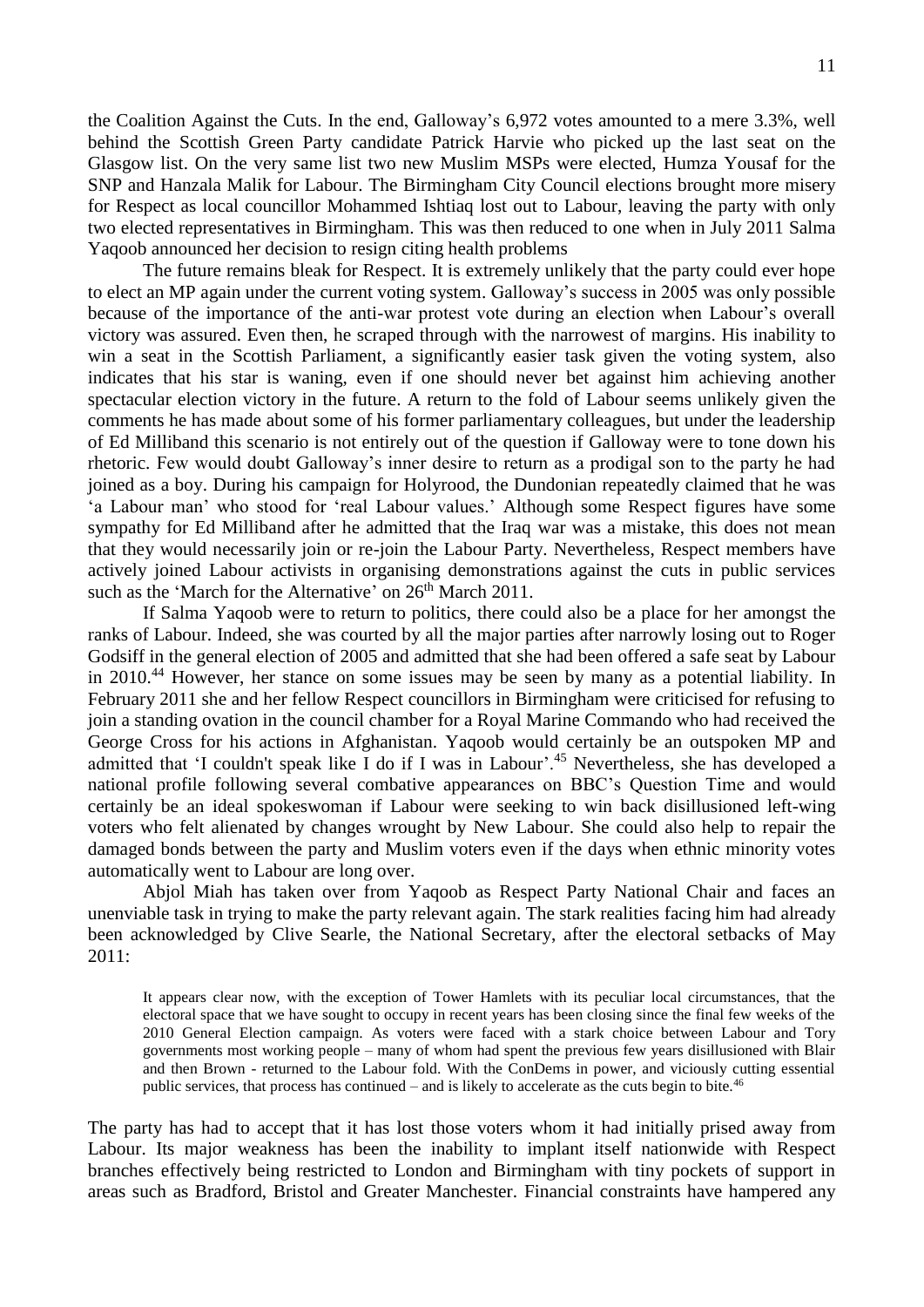the Coalition Against the Cuts. In the end, Galloway's 6,972 votes amounted to a mere 3.3%, well behind the Scottish Green Party candidate Patrick Harvie who picked up the last seat on the Glasgow list. On the very same list two new Muslim MSPs were elected, Humza Yousaf for the SNP and Hanzala Malik for Labour. The Birmingham City Council elections brought more misery for Respect as local councillor Mohammed Ishtiaq lost out to Labour, leaving the party with only two elected representatives in Birmingham. This was then reduced to one when in July 2011 Salma Yaqoob announced her decision to resign citing health problems

The future remains bleak for Respect. It is extremely unlikely that the party could ever hope to elect an MP again under the current voting system. Galloway's success in 2005 was only possible because of the importance of the anti-war protest vote during an election when Labour's overall victory was assured. Even then, he scraped through with the narrowest of margins. His inability to win a seat in the Scottish Parliament, a significantly easier task given the voting system, also indicates that his star is waning, even if one should never bet against him achieving another spectacular election victory in the future. A return to the fold of Labour seems unlikely given the comments he has made about some of his former parliamentary colleagues, but under the leadership of Ed Milliband this scenario is not entirely out of the question if Galloway were to tone down his rhetoric. Few would doubt Galloway's inner desire to return as a prodigal son to the party he had joined as a boy. During his campaign for Holyrood, the Dundonian repeatedly claimed that he was 'a Labour man' who stood for 'real Labour values.' Although some Respect figures have some sympathy for Ed Milliband after he admitted that the Iraq war was a mistake, this does not mean that they would necessarily join or re-join the Labour Party. Nevertheless, Respect members have actively joined Labour activists in organising demonstrations against the cuts in public services such as the 'March for the Alternative' on 26th March 2011.

If Salma Yaqoob were to return to politics, there could also be a place for her amongst the ranks of Labour. Indeed, she was courted by all the major parties after narrowly losing out to Roger Godsiff in the general election of 2005 and admitted that she had been offered a safe seat by Labour in 2010.[44] However, her stance on some issues may be seen by many as a potential liability. In February 2011 she and her fellow Respect councillors in Birmingham were criticised for refusing to join a standing ovation in the council chamber for a Royal Marine Commando who had received the George Cross for his actions in Afghanistan. Yaqoob would certainly be an outspoken MP and admitted that 'I couldn't speak like I do if I was in Labour'.[45] Nevertheless, she has developed a national profile following several combative appearances on BBC's Question Time and would certainly be an ideal spokeswoman if Labour were seeking to win back disillusioned left-wing voters who felt alienated by changes wrought by New Labour. She could also help to repair the damaged bonds between the party and Muslim voters even if the days when ethnic minority votes automatically went to Labour are long over.

Abjol Miah has taken over from Yaqoob as Respect Party National Chair and faces an unenviable task in trying to make the party relevant again. The stark realities facing him had already been acknowledged by Clive Searle, the National Secretary, after the electoral setbacks of May 2011:

> It appears clear now, with the exception of Tower Hamlets with its peculiar local circumstances, that the electoral space that we have sought to occupy in recent years has been closing since the final few weeks of the 2010 General Election campaign. As voters were faced with a stark choice between Labour and Tory governments most working people – many of whom had spent the previous few years disillusioned with Blair and then Brown - returned to the Labour fold. With the ConDems in power, and viciously cutting essential public services, that process has continued – and is likely to accelerate as the cuts begin to bite.[46]

The party has had to accept that it has lost those voters whom it had initially prised away from Labour. Its major weakness has been the inability to implant itself nationwide with Respect branches effectively being restricted to London and Birmingham with tiny pockets of support in areas such as Bradford, Bristol and Greater Manchester. Financial constraints have hampered any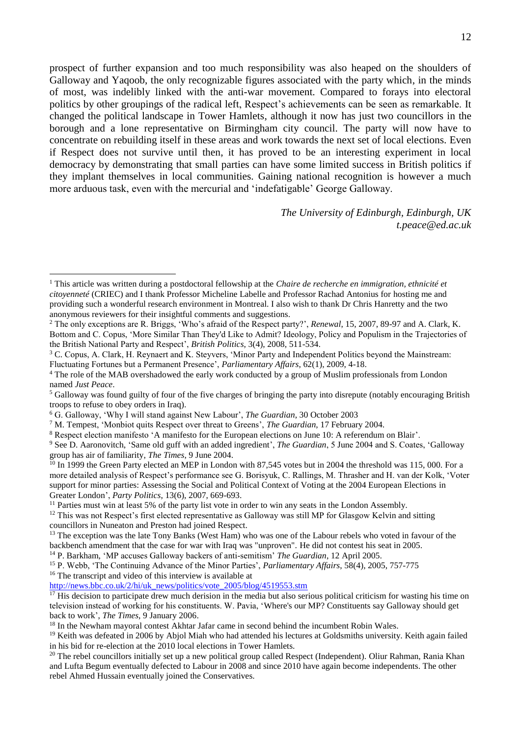prospect of further expansion and too much responsibility was also heaped on the shoulders of Galloway and Yaqoob, the only recognizable figures associated with the party which, in the minds of most, was indelibly linked with the anti-war movement. Compared to forays into electoral politics by other groupings of the radical left, Respect's achievements can be seen as remarkable. It changed the political landscape in Tower Hamlets, although it now has just two councillors in the borough and a lone representative on Birmingham city council. The party will now have to concentrate on rebuilding itself in these areas and work towards the next set of local elections. Even if Respect does not survive until then, it has proved to be an interesting experiment in local democracy by demonstrating that small parties can have some limited success in British politics if they implant themselves in local communities. Gaining national recognition is however a much more arduous task, even with the mercurial and 'indefatigable' George Galloway.

*The University of Edinburgh, Edinburgh, UK*
*t.peace@ed.ac.uk*

---

[1] This article was written during a postdoctoral fellowship at the *Chaire de recherche en immigration, ethnicité et citoyenneté* (CRIEC) and I thank Professor Micheline Labelle and Professor Rachad Antonius for hosting me and providing such a wonderful research environment in Montreal. I also wish to thank Dr Chris Hanretty and the two anonymous reviewers for their insightful comments and suggestions.

[2] The only exceptions are R. Briggs, 'Who's afraid of the Respect party?', *Renewal*, 15, 2007, 89-97 and A. Clark, K. Bottom and C. Copus, 'More Similar Than They'd Like to Admit? Ideology, Policy and Populism in the Trajectories of the British National Party and Respect', *British Politics*, 3(4), 2008, 511-534.

[3] C. Copus, A. Clark, H. Reynaert and K. Steyvers, 'Minor Party and Independent Politics beyond the Mainstream: Fluctuating Fortunes but a Permanent Presence', *Parliamentary Affairs*, 62(1), 2009, 4-18.

[4] The role of the MAB overshadowed the early work conducted by a group of Muslim professionals from London named *Just Peace*.

[5] Galloway was found guilty of four of the five charges of bringing the party into disrepute (notably encouraging British troops to refuse to obey orders in Iraq).

[6] G. Galloway, 'Why I will stand against New Labour', *The Guardian*, 30 October 2003

[7] M. Tempest, 'Monbiot quits Respect over threat to Greens', *The Guardian*, 17 February 2004.

[8] Respect election manifesto 'A manifesto for the European elections on June 10: A referendum on Blair'.

[9] See D. Aaronovitch, 'Same old guff with an added ingredient', *The Guardian*, 5 June 2004 and S. Coates, 'Galloway group has air of familiarity, *The Times*, 9 June 2004.

[10] In 1999 the Green Party elected an MEP in London with 87,545 votes but in 2004 the threshold was 115, 000. For a more detailed analysis of Respect's performance see G. Borisyuk, C. Rallings, M. Thrasher and H. van der Kolk, 'Voter support for minor parties: Assessing the Social and Political Context of Voting at the 2004 European Elections in Greater London', *Party Politics*, 13(6), 2007, 669-693.

[11] Parties must win at least 5% of the party list vote in order to win any seats in the London Assembly.

[12] This was not Respect's first elected representative as Galloway was still MP for Glasgow Kelvin and sitting councillors in Nuneaton and Preston had joined Respect.

[13] The exception was the late Tony Banks (West Ham) who was one of the Labour rebels who voted in favour of the backbench amendment that the case for war with Iraq was "unproven". He did not contest his seat in 2005.

[14] P. Barkham, 'MP accuses Galloway backers of anti-semitism' *The Guardian*, 12 April 2005.

[15] P. Webb, 'The Continuing Advance of the Minor Parties', *Parliamentary Affairs*, 58(4), 2005, 757-775

[16] The transcript and video of this interview is available at http://news.bbc.co.uk/2/hi/uk_news/politics/vote_2005/blog/4519553.stm

[17] His decision to participate drew much derision in the media but also serious political criticism for wasting his time on television instead of working for his constituents. W. Pavia, 'Where's our MP? Constituents say Galloway should get back to work', *The Times*, 9 January 2006.

[18] In the Newham mayoral contest Akhtar Jafar came in second behind the incumbent Robin Wales.

[19] Keith was defeated in 2006 by Abjol Miah who had attended his lectures at Goldsmiths university. Keith again failed in his bid for re-election at the 2010 local elections in Tower Hamlets.

[20] The rebel councillors initially set up a new political group called Respect (Independent). Oliur Rahman, Rania Khan and Lufta Begum eventually defected to Labour in 2008 and since 2010 have again become independents. The other rebel Ahmed Hussain eventually joined the Conservatives.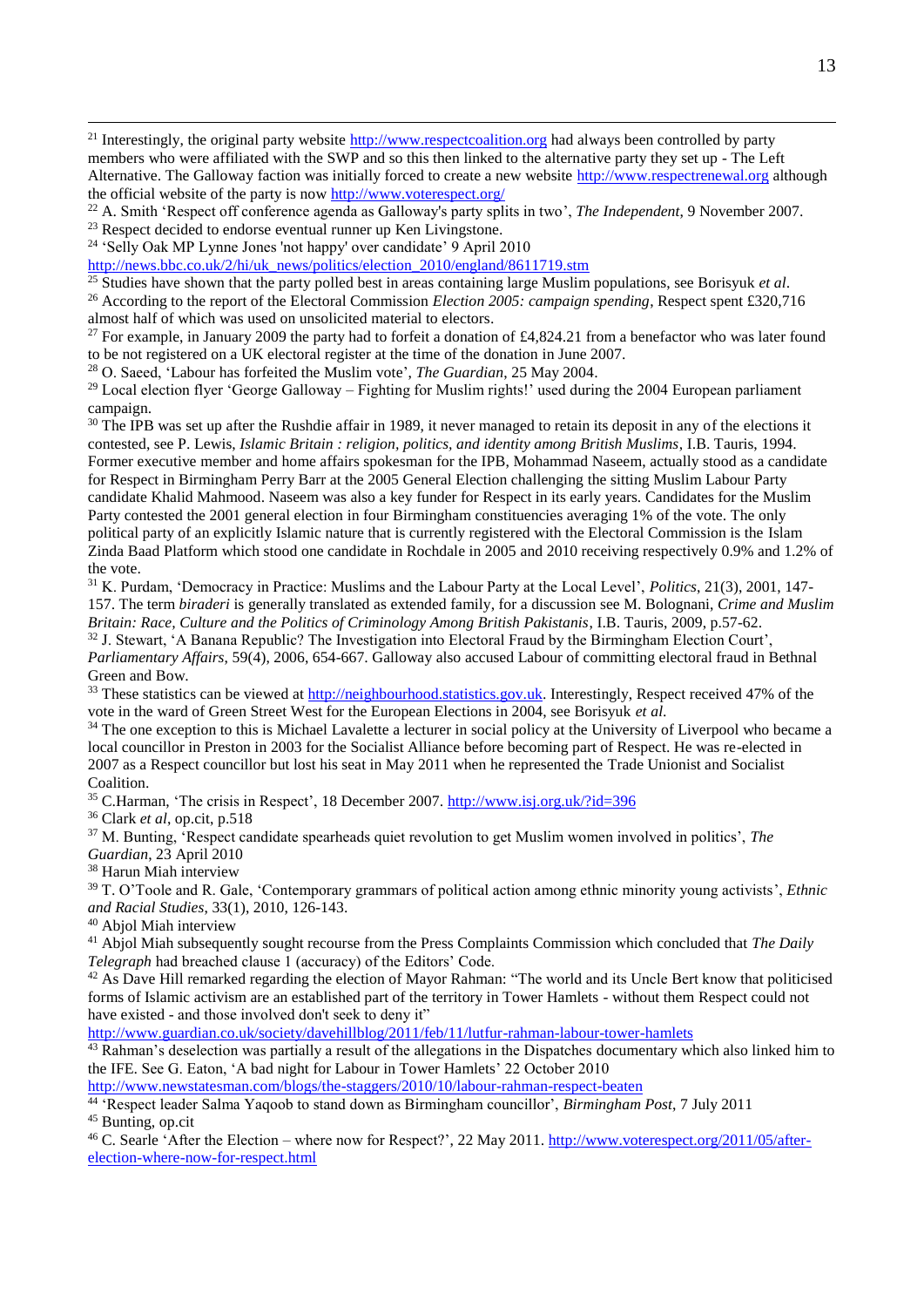[21] Interestingly, the original party website http://www.respectcoalition.org had always been controlled by party members who were affiliated with the SWP and so this then linked to the alternative party they set up - The Left Alternative. The Galloway faction was initially forced to create a new website http://www.respectrenewal.org although the official website of the party is now http://www.voterespect.org/

[22] A. Smith 'Respect off conference agenda as Galloway's party splits in two', *The Independent*, 9 November 2007.

[23] Respect decided to endorse eventual runner up Ken Livingstone.

[24] 'Selly Oak MP Lynne Jones 'not happy' over candidate' 9 April 2010 http://news.bbc.co.uk/2/hi/uk_news/politics/election_2010/england/8611719.stm

[25] Studies have shown that the party polled best in areas containing large Muslim populations, see Borisyuk *et al*.

[26] According to the report of the Electoral Commission *Election 2005: campaign spending*, Respect spent £320,716 almost half of which was used on unsolicited material to electors.

[27] For example, in January 2009 the party had to forfeit a donation of £4,824.21 from a benefactor who was later found to be not registered on a UK electoral register at the time of the donation in June 2007.

[28] O. Saeed, 'Labour has forfeited the Muslim vote', *The Guardian*, 25 May 2004.

[29] Local election flyer 'George Galloway – Fighting for Muslim rights!' used during the 2004 European parliament campaign.

[30] The IPB was set up after the Rushdie affair in 1989, it never managed to retain its deposit in any of the elections it contested, see P. Lewis, *Islamic Britain : religion, politics, and identity among British Muslims*, I.B. Tauris, 1994. Former executive member and home affairs spokesman for the IPB, Mohammad Naseem, actually stood as a candidate for Respect in Birmingham Perry Barr at the 2005 General Election challenging the sitting Muslim Labour Party candidate Khalid Mahmood. Naseem was also a key funder for Respect in its early years. Candidates for the Muslim Party contested the 2001 general election in four Birmingham constituencies averaging 1% of the vote. The only political party of an explicitly Islamic nature that is currently registered with the Electoral Commission is the Islam Zinda Baad Platform which stood one candidate in Rochdale in 2005 and 2010 receiving respectively 0.9% and 1.2% of the vote.

[31] K. Purdam, 'Democracy in Practice: Muslims and the Labour Party at the Local Level', *Politics*, 21(3), 2001, 147-157. The term *biraderi* is generally translated as extended family, for a discussion see M. Bolognani, *Crime and Muslim Britain: Race, Culture and the Politics of Criminology Among British Pakistanis*, I.B. Tauris, 2009, p.57-62.

[32] J. Stewart, 'A Banana Republic? The Investigation into Electoral Fraud by the Birmingham Election Court', *Parliamentary Affairs*, 59(4), 2006, 654-667. Galloway also accused Labour of committing electoral fraud in Bethnal Green and Bow.

[33] These statistics can be viewed at http://neighbourhood.statistics.gov.uk. Interestingly, Respect received 47% of the vote in the ward of Green Street West for the European Elections in 2004, see Borisyuk *et al*.

[34] The one exception to this is Michael Lavalette a lecturer in social policy at the University of Liverpool who became a local councillor in Preston in 2003 for the Socialist Alliance before becoming part of Respect. He was re-elected in 2007 as a Respect councillor but lost his seat in May 2011 when he represented the Trade Unionist and Socialist Coalition.

[35] C.Harman, 'The crisis in Respect', 18 December 2007. http://www.isj.org.uk/?id=396

[36] Clark *et al*, op.cit, p.518

[37] M. Bunting, 'Respect candidate spearheads quiet revolution to get Muslim women involved in politics', *The Guardian*, 23 April 2010

[38] Harun Miah interview

[39] T. O'Toole and R. Gale, 'Contemporary grammars of political action among ethnic minority young activists', *Ethnic and Racial Studies*, 33(1), 2010, 126-143.

[40] Abjol Miah interview

[41] Abjol Miah subsequently sought recourse from the Press Complaints Commission which concluded that *The Daily Telegraph* had breached clause 1 (accuracy) of the Editors' Code.

[42] As Dave Hill remarked regarding the election of Mayor Rahman: "The world and its Uncle Bert know that politicised forms of Islamic activism are an established part of the territory in Tower Hamlets - without them Respect could not have existed - and those involved don't seek to deny it" http://www.guardian.co.uk/society/davehillblog/2011/feb/11/lutfur-rahman-labour-tower-hamlets

[43] Rahman's deselection was partially a result of the allegations in the Dispatches documentary which also linked him to the IFE. See G. Eaton, 'A bad night for Labour in Tower Hamlets' 22 October 2010 http://www.newstatesman.com/blogs/the-staggers/2010/10/labour-rahman-respect-beaten

[44] 'Respect leader Salma Yaqoob to stand down as Birmingham councillor', *Birmingham Post*, 7 July 2011

[45] Bunting, op.cit

[46] C. Searle 'After the Election – where now for Respect?', 22 May 2011. http://www.voterespect.org/2011/05/after-election-where-now-for-respect.html